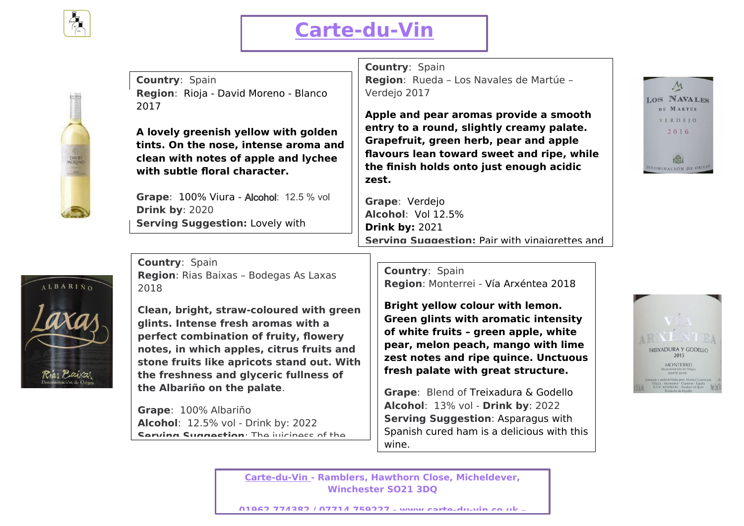# Carte-du-Vin

**Country**: Spain
**Region**: Rioja - David Moreno - Blanco 2017

**A lovely greenish yellow with golden tints. On the nose, intense aroma and clean with notes of apple and lychee with subtle floral character.**

**Grape**: 100% Viura - **Alcohol**: 12.5 % vol
**Drink by**: 2020
**Serving Suggestion:** Lovely with

**Country**: Spain
**Region**: Rueda – Los Navales de Martúe – Verdejo 2017

**Apple and pear aromas provide a smooth entry to a round, slightly creamy palate. Grapefruit, green herb, pear and apple flavours lean toward sweet and ripe, while the finish holds onto just enough acidic zest.**

**Grape**: Verdejo
**Alcohol**: Vol 12.5%
**Drink by:** 2021
**Serving Suggestion:** Pair with vinaigrettes and

**Country**: Spain
**Region**: Rias Baixas – Bodegas As Laxas 2018

**Clean, bright, straw-coloured with green glints. Intense fresh aromas with a perfect combination of fruity, flowery notes, in which apples, citrus fruits and stone fruits like apricots stand out. With the freshness and glyceric fullness of the Albariño on the palate**.

**Grape**: 100% Albariño
**Alcohol**: 12.5% vol - Drink by: 2022
**Serving Suggestion**: The juiciness of the

**Country**: Spain
**Region**: Monterrei - Vía Arxéntea 2018

**Bright yellow colour with lemon. Green glints with aromatic intensity of white fruits – green apple, white pear, melon peach, mango with lime zest notes and ripe quince. Unctuous fresh palate with great structure.**

**Grape**: Blend of Treixadura & Godello
**Alcohol**: 13% vol - **Drink by**: 2022
**Serving Suggestion**: Asparagus with Spanish cured ham is a delicious with this wine.

**Carte-du-Vin - Ramblers, Hawthorn Close, Micheldever, Winchester SO21 3DQ**

**01962 774382 / 07714 759227 - www.carte-du-vin.co.uk –**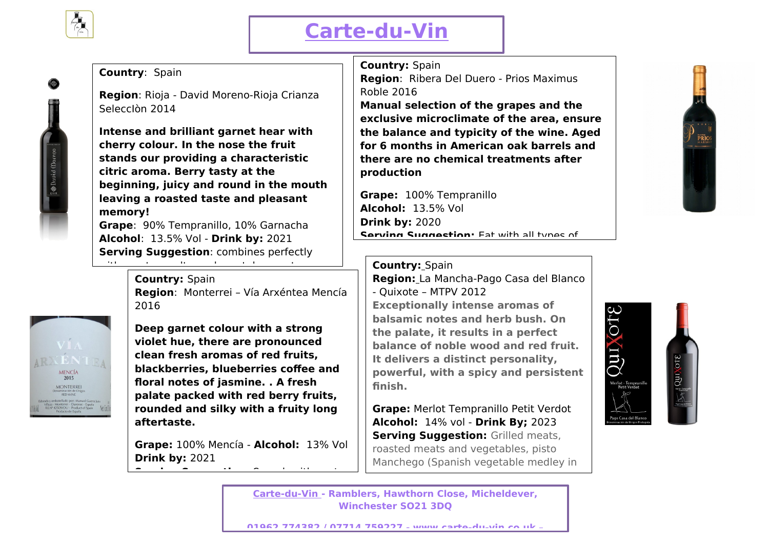# Carte-du-Vin

**Country**: Spain

**Region**: Rioja - David Moreno-Rioja Crianza Selecclòn 2014

**Intense and brilliant garnet hear with cherry colour. In the nose the fruit stands our providing a characteristic citric aroma. Berry tasty at the beginning, juicy and round in the mouth leaving a roasted taste and pleasant memory!**

**Grape**: 90% Tempranillo, 10% Garnacha
**Alcohol**: 13.5% Vol - **Drink by:** 2021
**Serving Suggestion**: combines perfectly

**Country:** Spain
**Region**: Ribera Del Duero - Prios Maximus Roble 2016

**Manual selection of the grapes and the exclusive microclimate of the area, ensure the balance and typicity of the wine. Aged for 6 months in American oak barrels and there are no chemical treatments after production**

**Grape:** 100% Tempranillo
**Alcohol:** 13.5% Vol
**Drink by:** 2020
**Serving Suggestion:** Eat with all types of

**Country:** Spain
**Region**: Monterrei – Vía Arxéntea Mencía 2016

**Deep garnet colour with a strong violet hue, there are pronounced clean fresh aromas of red fruits, blackberries, blueberries coffee and floral notes of jasmine. . A fresh palate packed with red berry fruits, rounded and silky with a fruity long aftertaste.**

**Grape:** 100% Mencía - **Alcohol:** 13% Vol
**Drink by:** 2021

**Country:** Spain
**Region:** La Mancha-Pago Casa del Blanco - Quixote – MTPV 2012

**Exceptionally intense aromas of balsamic notes and herb bush. On the palate, it results in a perfect balance of noble wood and red fruit. It delivers a distinct personality, powerful, with a spicy and persistent finish.**

**Grape:** Merlot Tempranillo Petit Verdot
**Alcohol:** 14% vol - **Drink By;** 2023
**Serving Suggestion:** Grilled meats, roasted meats and vegetables, pisto Manchego (Spanish vegetable medley in

**Carte-du-Vin - Ramblers, Hawthorn Close, Micheldever, Winchester SO21 3DQ**

**01962 774382 / 07714 759227 - www.carte-du-vin.co.uk –**